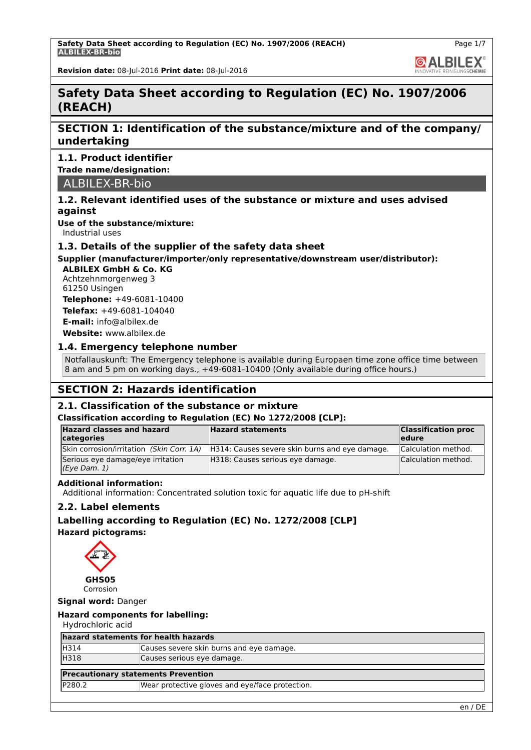# Safety Data Sheet according to Regulation (EC) No. 1907/2006 (REACH)

## SECTION 1: Identification of the substance/mixture and of the company/ undertaking

### 1.1. Product identifier

**Trade name/designation:**

ALBILEX-BR-bio

### 1.2. Relevant identified uses of the substance or mixture and uses advised against

**Use of the substance/mixture:**
Industrial uses

### 1.3. Details of the supplier of the safety data sheet

**Supplier (manufacturer/importer/only representative/downstream user/distributor):**

**ALBILEX GmbH & Co. KG**
Achtzehnmorgenweg 3
61250 Usingen
**Telephone:** +49-6081-10400
**Telefax:** +49-6081-104040
**E-mail:** info@albilex.de
**Website:** www.albilex.de

### 1.4. Emergency telephone number

Notfallauskunft: The Emergency telephone is available during Europaen time zone office time between 8 am and 5 pm on working days., +49-6081-10400 (Only available during office hours.)

## SECTION 2: Hazards identification

### 2.1. Classification of the substance or mixture

**Classification according to Regulation (EC) No 1272/2008 [CLP]:**

| Hazard classes and hazard categories | Hazard statements | Classification procedure |
|---|---|---|
| Skin corrosion/irritation *(Skin Corr. 1A)* | H314: Causes severe skin burns and eye damage. | Calculation method. |
| Serious eye damage/eye irritation *(Eye Dam. 1)* | H318: Causes serious eye damage. | Calculation method. |

**Additional information:**
Additional information: Concentrated solution toxic for aquatic life due to pH-shift

### 2.2. Label elements

**Labelling according to Regulation (EC) No. 1272/2008 [CLP]**

**Hazard pictograms:**

**GHS05**
Corrosion

**Signal word:** Danger

**Hazard components for labelling:**
Hydrochloric acid

| hazard statements for health hazards | |
|---|---|
| H314 | Causes severe skin burns and eye damage. |
| H318 | Causes serious eye damage. |

| Precautionary statements Prevention | |
|---|---|
| P280.2 | Wear protective gloves and eye/face protection. |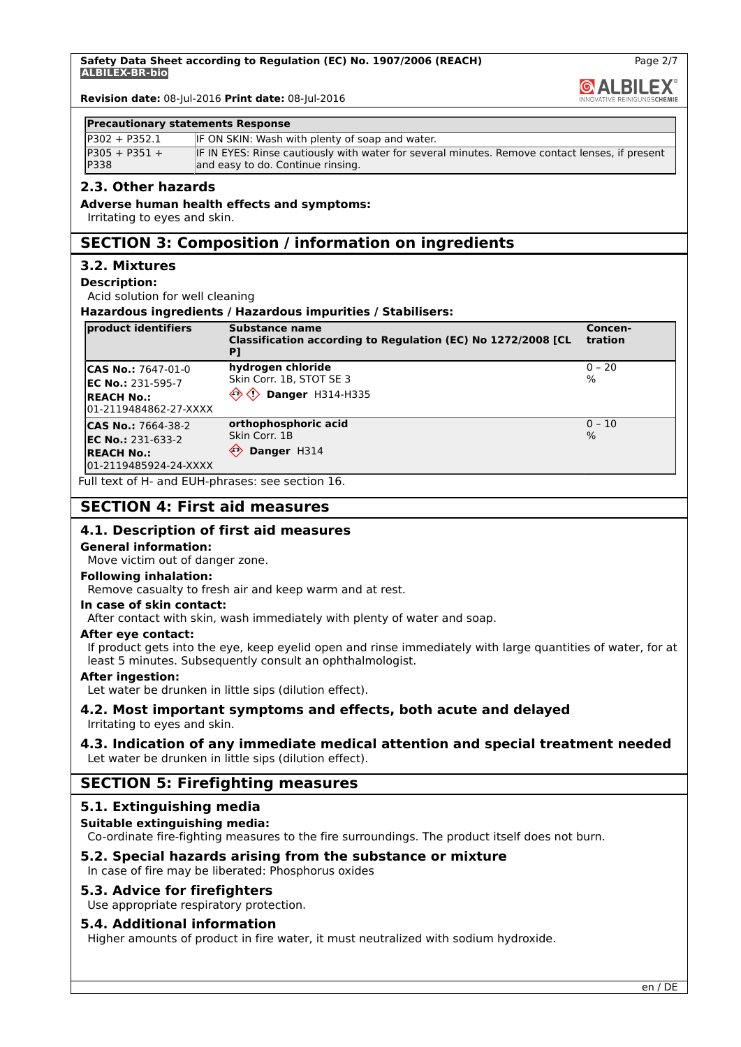| Precautionary statements Response | |
|---|---|
| P302 + P352.1 | IF ON SKIN: Wash with plenty of soap and water. |
| P305 + P351 + P338 | IF IN EYES: Rinse cautiously with water for several minutes. Remove contact lenses, if present and easy to do. Continue rinsing. |

### 2.3. Other hazards

**Adverse human health effects and symptoms:**

Irritating to eyes and skin.

## SECTION 3: Composition / information on ingredients

### 3.2. Mixtures

**Description:**

Acid solution for well cleaning

**Hazardous ingredients / Hazardous impurities / Stabilisers:**

| product identifiers | Substance name<br>Classification according to Regulation (EC) No 1272/2008 [CLP] | Concen-tration |
|---|---|---|
| **CAS No.:** 7647-01-0<br>**EC No.:** 231-595-7<br>**REACH No.:** 01-2119484862-27-XXXX | **hydrogen chloride**<br>Skin Corr. 1B, STOT SE 3<br>**Danger** H314-H335 | 0 – 20 % |
| **CAS No.:** 7664-38-2<br>**EC No.:** 231-633-2<br>**REACH No.:** 01-2119485924-24-XXXX | **orthophosphoric acid**<br>Skin Corr. 1B<br>**Danger** H314 | 0 – 10 % |

Full text of H- and EUH-phrases: see section 16.

## SECTION 4: First aid measures

### 4.1. Description of first aid measures

**General information:**

Move victim out of danger zone.

**Following inhalation:**

Remove casualty to fresh air and keep warm and at rest.

**In case of skin contact:**

After contact with skin, wash immediately with plenty of water and soap.

**After eye contact:**

If product gets into the eye, keep eyelid open and rinse immediately with large quantities of water, for at least 5 minutes. Subsequently consult an ophthalmologist.

**After ingestion:**

Let water be drunken in little sips (dilution effect).

### 4.2. Most important symptoms and effects, both acute and delayed

Irritating to eyes and skin.

### 4.3. Indication of any immediate medical attention and special treatment needed

Let water be drunken in little sips (dilution effect).

## SECTION 5: Firefighting measures

### 5.1. Extinguishing media

**Suitable extinguishing media:**

Co-ordinate fire-fighting measures to the fire surroundings. The product itself does not burn.

### 5.2. Special hazards arising from the substance or mixture

In case of fire may be liberated: Phosphorus oxides

### 5.3. Advice for firefighters

Use appropriate respiratory protection.

### 5.4. Additional information

Higher amounts of product in fire water, it must neutralized with sodium hydroxide.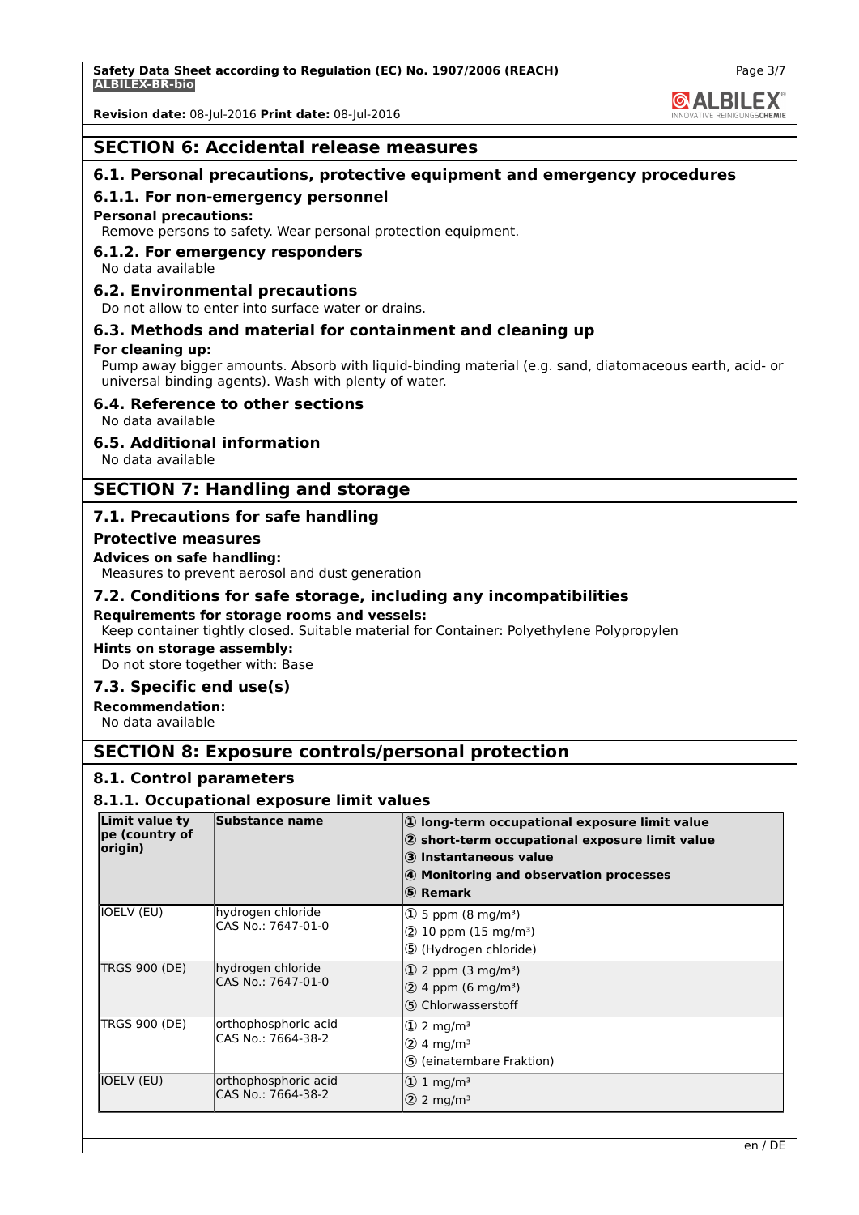## SECTION 6: Accidental release measures

### 6.1. Personal precautions, protective equipment and emergency procedures

#### 6.1.1. For non-emergency personnel

**Personal precautions:**

Remove persons to safety. Wear personal protection equipment.

#### 6.1.2. For emergency responders

No data available

### 6.2. Environmental precautions

Do not allow to enter into surface water or drains.

### 6.3. Methods and material for containment and cleaning up

**For cleaning up:**

Pump away bigger amounts. Absorb with liquid-binding material (e.g. sand, diatomaceous earth, acid- or universal binding agents). Wash with plenty of water.

### 6.4. Reference to other sections

No data available

### 6.5. Additional information

No data available

## SECTION 7: Handling and storage

### 7.1. Precautions for safe handling

**Protective measures**

**Advices on safe handling:**

Measures to prevent aerosol and dust generation

### 7.2. Conditions for safe storage, including any incompatibilities

**Requirements for storage rooms and vessels:**

Keep container tightly closed. Suitable material for Container: Polyethylene Polypropylen

**Hints on storage assembly:**

Do not store together with: Base

### 7.3. Specific end use(s)

**Recommendation:**

No data available

## SECTION 8: Exposure controls/personal protection

### 8.1. Control parameters

#### 8.1.1. Occupational exposure limit values

| Limit value type (country of origin) | Substance name | ① long-term occupational exposure limit value<br>② short-term occupational exposure limit value<br>③ Instantaneous value<br>④ Monitoring and observation processes<br>⑤ Remark |
|---|---|---|
| IOELV (EU) | hydrogen chloride<br>CAS No.: 7647-01-0 | ① 5 ppm (8 mg/m³)<br>② 10 ppm (15 mg/m³)<br>⑤ (Hydrogen chloride) |
| TRGS 900 (DE) | hydrogen chloride<br>CAS No.: 7647-01-0 | ① 2 ppm (3 mg/m³)<br>② 4 ppm (6 mg/m³)<br>⑤ Chlorwasserstoff |
| TRGS 900 (DE) | orthophosphoric acid<br>CAS No.: 7664-38-2 | ① 2 mg/m³<br>② 4 mg/m³<br>⑤ (einatembare Fraktion) |
| IOELV (EU) | orthophosphoric acid<br>CAS No.: 7664-38-2 | ① 1 mg/m³<br>② 2 mg/m³ |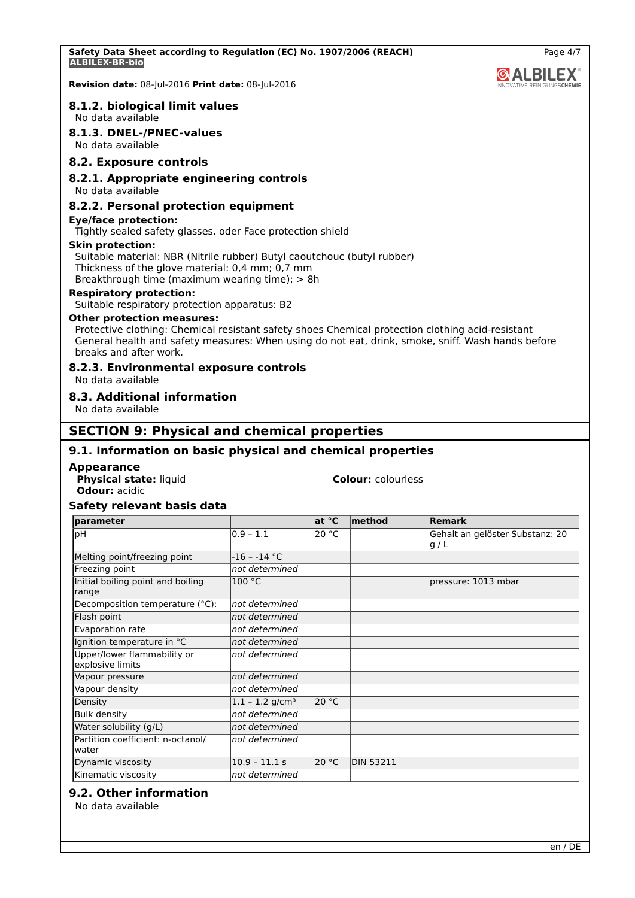### 8.1.2. biological limit values

No data available

### 8.1.3. DNEL-/PNEC-values

No data available

## 8.2. Exposure controls

### 8.2.1. Appropriate engineering controls

No data available

### 8.2.2. Personal protection equipment

**Eye/face protection:**

Tightly sealed safety glasses. oder Face protection shield

**Skin protection:**

Suitable material: NBR (Nitrile rubber) Butyl caoutchouc (butyl rubber)
Thickness of the glove material: 0,4 mm; 0,7 mm
Breakthrough time (maximum wearing time): > 8h

**Respiratory protection:**

Suitable respiratory protection apparatus: B2

**Other protection measures:**

Protective clothing: Chemical resistant safety shoes Chemical protection clothing acid-resistant
General health and safety measures: When using do not eat, drink, smoke, sniff. Wash hands before breaks and after work.

### 8.2.3. Environmental exposure controls

No data available

## 8.3. Additional information

No data available

# SECTION 9: Physical and chemical properties

## 9.1. Information on basic physical and chemical properties

**Appearance**

**Physical state:** liquid

**Colour:** colourless

**Odour:** acidic

**Safety relevant basis data**

| parameter | | at °C | method | Remark |
|---|---|---|---|---|
| pH | 0.9 – 1.1 | 20 °C | | Gehalt an gelöster Substanz: 20 g / L |
| Melting point/freezing point | -16 – -14 °C | | | |
| Freezing point | *not determined* | | | |
| Initial boiling point and boiling range | 100 °C | | | pressure: 1013 mbar |
| Decomposition temperature (°C): | *not determined* | | | |
| Flash point | *not determined* | | | |
| Evaporation rate | *not determined* | | | |
| Ignition temperature in °C | *not determined* | | | |
| Upper/lower flammability or explosive limits | *not determined* | | | |
| Vapour pressure | *not determined* | | | |
| Vapour density | *not determined* | | | |
| Density | 1.1 – 1.2 g/cm³ | 20 °C | | |
| Bulk density | *not determined* | | | |
| Water solubility (g/L) | *not determined* | | | |
| Partition coefficient: n-octanol/water | *not determined* | | | |
| Dynamic viscosity | 10.9 – 11.1 s | 20 °C | DIN 53211 | |
| Kinematic viscosity | *not determined* | | | |

## 9.2. Other information

No data available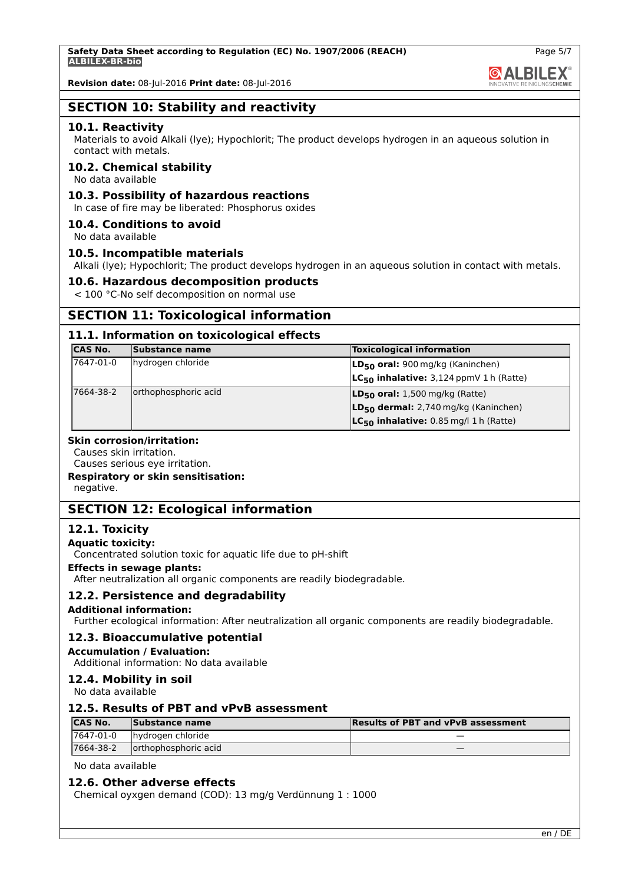## SECTION 10: Stability and reactivity

### 10.1. Reactivity

Materials to avoid Alkali (lye); Hypochlorit; The product develops hydrogen in an aqueous solution in contact with metals.

### 10.2. Chemical stability

No data available

### 10.3. Possibility of hazardous reactions

In case of fire may be liberated: Phosphorus oxides

### 10.4. Conditions to avoid

No data available

### 10.5. Incompatible materials

Alkali (lye); Hypochlorit; The product develops hydrogen in an aqueous solution in contact with metals.

### 10.6. Hazardous decomposition products

< 100 °C-No self decomposition on normal use

## SECTION 11: Toxicological information

### 11.1. Information on toxicological effects

| CAS No. | Substance name | Toxicological information |
|---|---|---|
| 7647-01-0 | hydrogen chloride | **$LD_{50}$ oral:** 900 mg/kg (Kaninchen)<br>**$LC_{50}$ inhalative:** 3,124 ppmV 1 h (Ratte) |
| 7664-38-2 | orthophosphoric acid | **$LD_{50}$ oral:** 1,500 mg/kg (Ratte)<br>**$LD_{50}$ dermal:** 2,740 mg/kg (Kaninchen)<br>**$LC_{50}$ inhalative:** 0.85 mg/l 1 h (Ratte) |

**Skin corrosion/irritation:**

Causes skin irritation.
Causes serious eye irritation.

**Respiratory or skin sensitisation:**

negative.

## SECTION 12: Ecological information

### 12.1. Toxicity

**Aquatic toxicity:**

Concentrated solution toxic for aquatic life due to pH-shift

**Effects in sewage plants:**

After neutralization all organic components are readily biodegradable.

### 12.2. Persistence and degradability

**Additional information:**

Further ecological information: After neutralization all organic components are readily biodegradable.

### 12.3. Bioaccumulative potential

**Accumulation / Evaluation:**

Additional information: No data available

### 12.4. Mobility in soil

No data available

### 12.5. Results of PBT and vPvB assessment

| CAS No. | Substance name | Results of PBT and vPvB assessment |
|---|---|---|
| 7647-01-0 | hydrogen chloride | — |
| 7664-38-2 | orthophosphoric acid | — |

No data available

### 12.6. Other adverse effects

Chemical oyxgen demand (COD): 13 mg/g Verdünnung 1 : 1000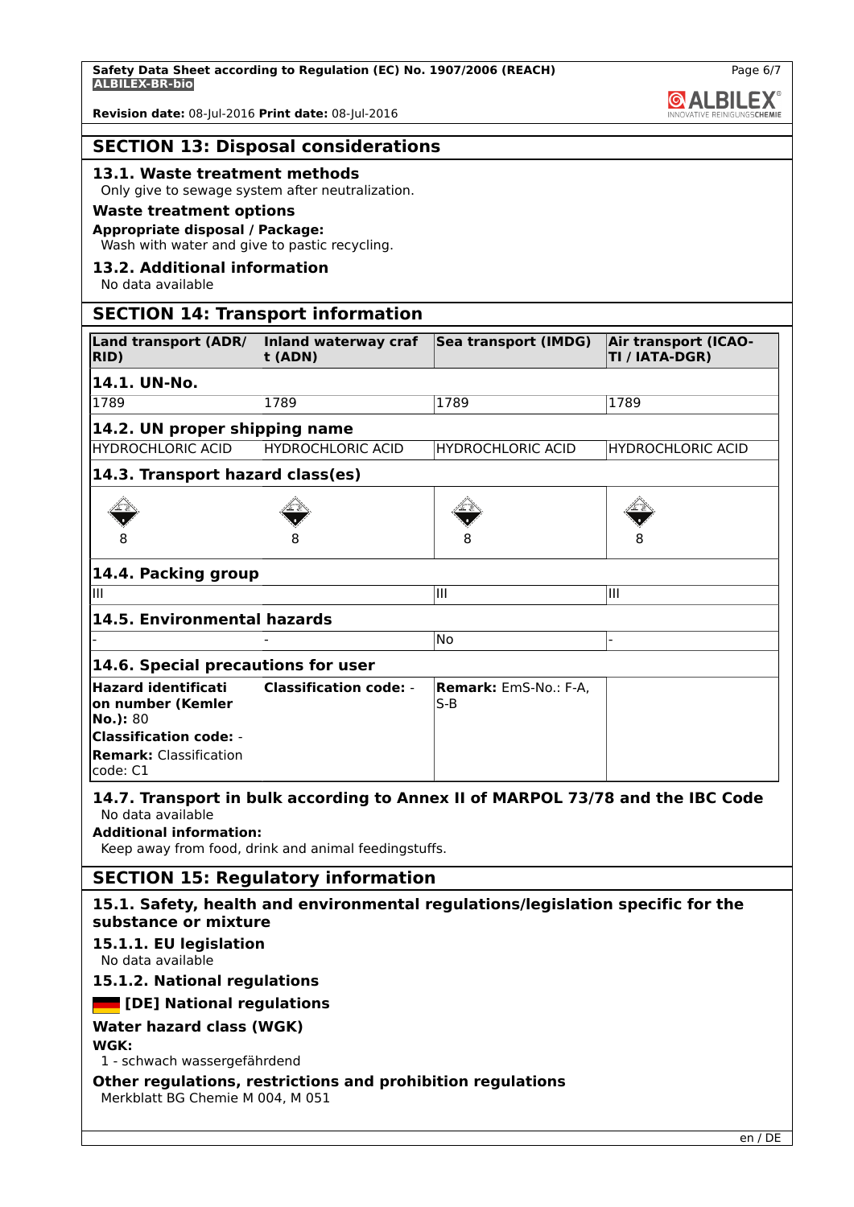## SECTION 13: Disposal considerations

### 13.1. Waste treatment methods

Only give to sewage system after neutralization.

**Waste treatment options**

**Appropriate disposal / Package:**

Wash with water and give to pastic recycling.

### 13.2. Additional information

No data available

## SECTION 14: Transport information

| Land transport (ADR/RID) | Inland waterway craft (ADN) | Sea transport (IMDG) | Air transport (ICAO-TI / IATA-DGR) |
|---|---|---|---|
| **14.1. UN-No.** | | | |
| 1789 | 1789 | 1789 | 1789 |
| **14.2. UN proper shipping name** | | | |
| HYDROCHLORIC ACID | HYDROCHLORIC ACID | HYDROCHLORIC ACID | HYDROCHLORIC ACID |
| **14.3. Transport hazard class(es)** | | | |
| 8 | 8 | 8 | 8 |
| **14.4. Packing group** | | | |
| III | | III | III |
| **14.5. Environmental hazards** | | | |
| - | - | No | - |
| **14.6. Special precautions for user** | | | |
| **Hazard identification number (Kemler No.):** 80 **Classification code:** - **Remark:** Classification code: C1 | **Classification code:** - | **Remark:** EmS-No.: F-A, S-B | |

### 14.7. Transport in bulk according to Annex II of MARPOL 73/78 and the IBC Code

No data available

**Additional information:**

Keep away from food, drink and animal feedingstuffs.

## SECTION 15: Regulatory information

### 15.1. Safety, health and environmental regulations/legislation specific for the substance or mixture

#### 15.1.1. EU legislation

No data available

#### 15.1.2. National regulations

**[DE] National regulations**

**Water hazard class (WGK)**

**WGK:**

1 - schwach wassergefährdend

**Other regulations, restrictions and prohibition regulations**

Merkblatt BG Chemie M 004, M 051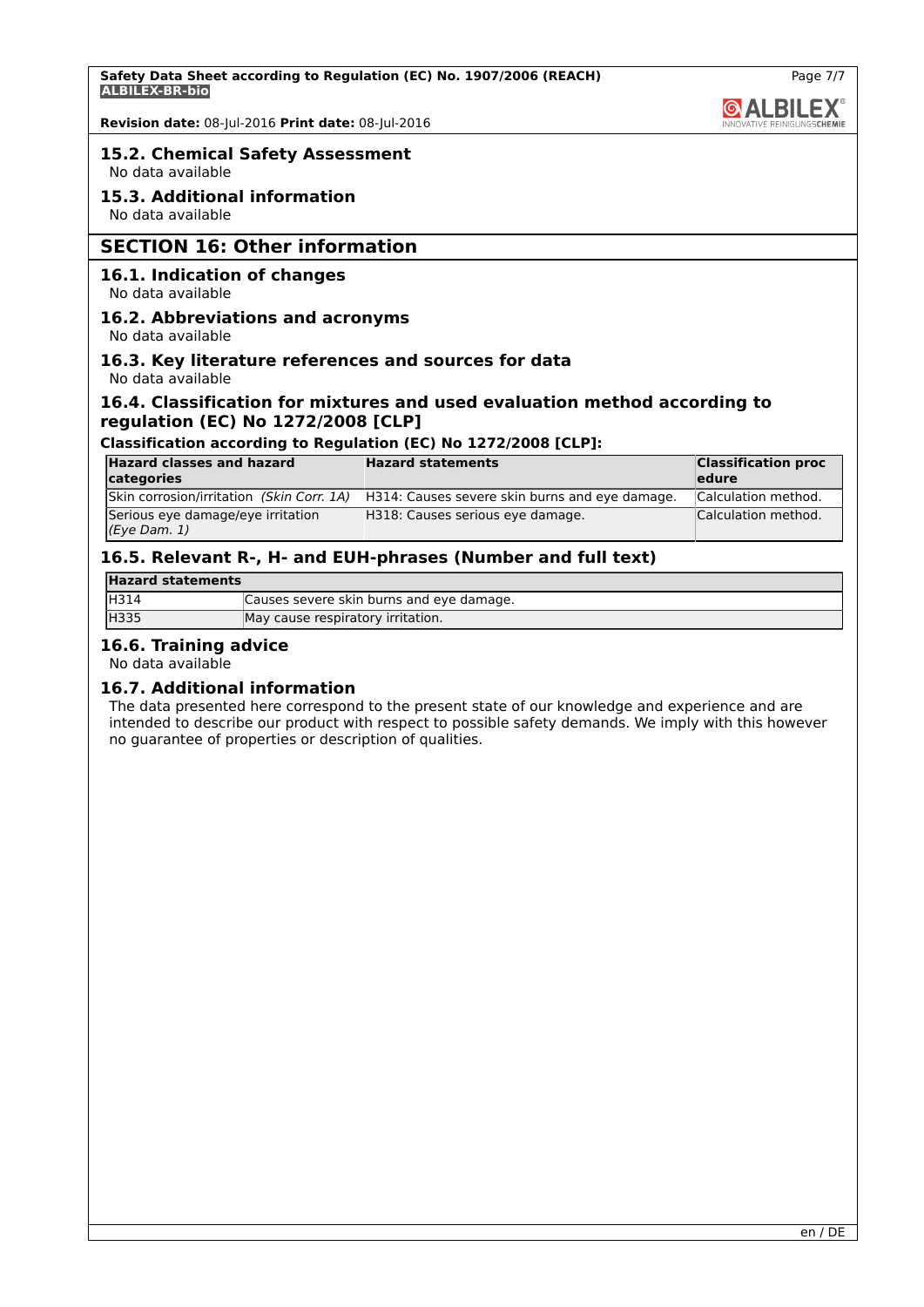### 15.2. Chemical Safety Assessment

No data available

### 15.3. Additional information

No data available

## SECTION 16: Other information

### 16.1. Indication of changes

No data available

### 16.2. Abbreviations and acronyms

No data available

### 16.3. Key literature references and sources for data

No data available

### 16.4. Classification for mixtures and used evaluation method according to regulation (EC) No 1272/2008 [CLP]

**Classification according to Regulation (EC) No 1272/2008 [CLP]:**

| Hazard classes and hazard categories | Hazard statements | Classification procedure |
|---|---|---|
| Skin corrosion/irritation *(Skin Corr. 1A)* | H314: Causes severe skin burns and eye damage. | Calculation method. |
| Serious eye damage/eye irritation *(Eye Dam. 1)* | H318: Causes serious eye damage. | Calculation method. |

### 16.5. Relevant R-, H- and EUH-phrases (Number and full text)

| Hazard statements | |
|---|---|
| H314 | Causes severe skin burns and eye damage. |
| H335 | May cause respiratory irritation. |

### 16.6. Training advice

No data available

### 16.7. Additional information

The data presented here correspond to the present state of our knowledge and experience and are intended to describe our product with respect to possible safety demands. We imply with this however no guarantee of properties or description of qualities.